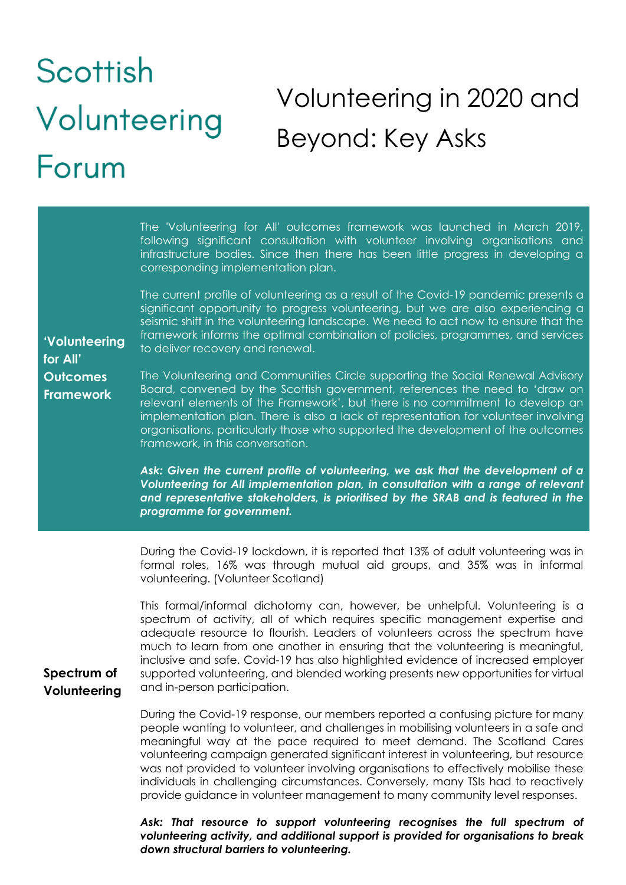# Scottish Volunteering Forum

# Volunteering in 2020 and Beyond: Key Asks

## 'Volunteering for All' Outcomes Framework

The 'Volunteering for All' outcomes framework was launched in March 2019, following significant consultation with volunteer involving organisations and infrastructure bodies. Since then there has been little progress in developing a corresponding implementation plan.

The current profile of volunteering as a result of the Covid-19 pandemic presents a significant opportunity to progress volunteering, but we are also experiencing a seismic shift in the volunteering landscape. We need to act now to ensure that the framework informs the optimal combination of policies, programmes, and services to deliver recovery and renewal.

The Volunteering and Communities Circle supporting the Social Renewal Advisory Board, convened by the Scottish government, references the need to 'draw on relevant elements of the Framework', but there is no commitment to develop an implementation plan. There is also a lack of representation for volunteer involving organisations, particularly those who supported the development of the outcomes framework, in this conversation.

***Ask: Given the current profile of volunteering, we ask that the development of a Volunteering for All implementation plan, in consultation with a range of relevant and representative stakeholders, is prioritised by the SRAB and is featured in the programme for government.***

## Spectrum of Volunteering

During the Covid-19 lockdown, it is reported that 13% of adult volunteering was in formal roles, 16% was through mutual aid groups, and 35% was in informal volunteering. (Volunteer Scotland)

This formal/informal dichotomy can, however, be unhelpful. Volunteering is a spectrum of activity, all of which requires specific management expertise and adequate resource to flourish. Leaders of volunteers across the spectrum have much to learn from one another in ensuring that the volunteering is meaningful, inclusive and safe. Covid-19 has also highlighted evidence of increased employer supported volunteering, and blended working presents new opportunities for virtual and in-person participation.

During the Covid-19 response, our members reported a confusing picture for many people wanting to volunteer, and challenges in mobilising volunteers in a safe and meaningful way at the pace required to meet demand. The Scotland Cares volunteering campaign generated significant interest in volunteering, but resource was not provided to volunteer involving organisations to effectively mobilise these individuals in challenging circumstances. Conversely, many TSIs had to reactively provide guidance in volunteer management to many community level responses.

***Ask: That resource to support volunteering recognises the full spectrum of volunteering activity, and additional support is provided for organisations to break down structural barriers to volunteering.***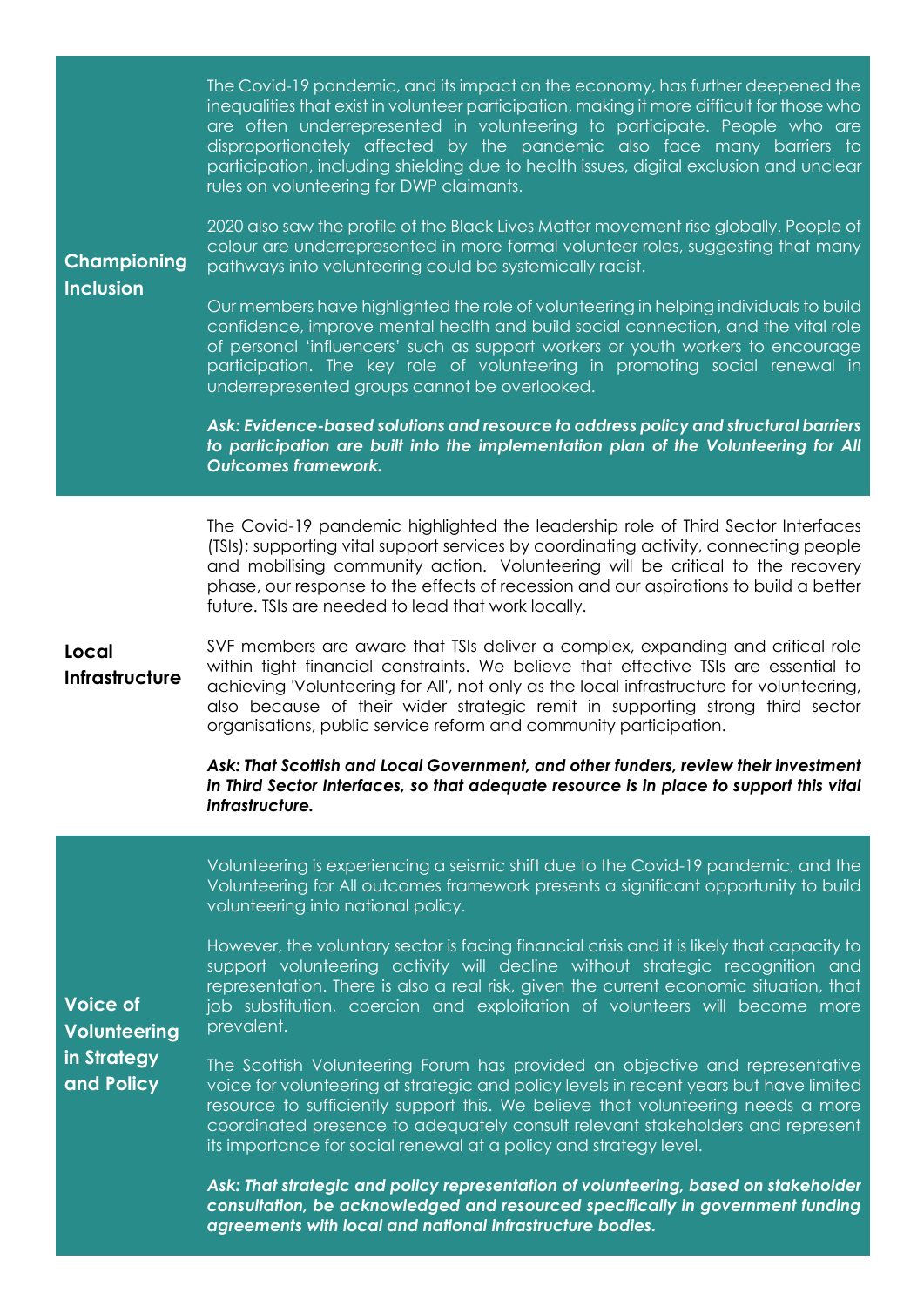## Championing Inclusion

The Covid-19 pandemic, and its impact on the economy, has further deepened the inequalities that exist in volunteer participation, making it more difficult for those who are often underrepresented in volunteering to participate. People who are disproportionately affected by the pandemic also face many barriers to participation, including shielding due to health issues, digital exclusion and unclear rules on volunteering for DWP claimants.

2020 also saw the profile of the Black Lives Matter movement rise globally. People of colour are underrepresented in more formal volunteer roles, suggesting that many pathways into volunteering could be systemically racist.

Our members have highlighted the role of volunteering in helping individuals to build confidence, improve mental health and build social connection, and the vital role of personal 'influencers' such as support workers or youth workers to encourage participation. The key role of volunteering in promoting social renewal in underrepresented groups cannot be overlooked.

***Ask: Evidence-based solutions and resource to address policy and structural barriers to participation are built into the implementation plan of the Volunteering for All Outcomes framework.***

## Local Infrastructure

The Covid-19 pandemic highlighted the leadership role of Third Sector Interfaces (TSIs); supporting vital support services by coordinating activity, connecting people and mobilising community action. Volunteering will be critical to the recovery phase, our response to the effects of recession and our aspirations to build a better future. TSIs are needed to lead that work locally.

SVF members are aware that TSIs deliver a complex, expanding and critical role within tight financial constraints. We believe that effective TSIs are essential to achieving 'Volunteering for All', not only as the local infrastructure for volunteering, also because of their wider strategic remit in supporting strong third sector organisations, public service reform and community participation.

***Ask: That Scottish and Local Government, and other funders, review their investment in Third Sector Interfaces, so that adequate resource is in place to support this vital infrastructure.***

## Voice of Volunteering in Strategy and Policy

Volunteering is experiencing a seismic shift due to the Covid-19 pandemic, and the Volunteering for All outcomes framework presents a significant opportunity to build volunteering into national policy.

However, the voluntary sector is facing financial crisis and it is likely that capacity to support volunteering activity will decline without strategic recognition and representation. There is also a real risk, given the current economic situation, that job substitution, coercion and exploitation of volunteers will become more prevalent.

The Scottish Volunteering Forum has provided an objective and representative voice for volunteering at strategic and policy levels in recent years but have limited resource to sufficiently support this. We believe that volunteering needs a more coordinated presence to adequately consult relevant stakeholders and represent its importance for social renewal at a policy and strategy level.

***Ask: That strategic and policy representation of volunteering, based on stakeholder consultation, be acknowledged and resourced specifically in government funding agreements with local and national infrastructure bodies.***